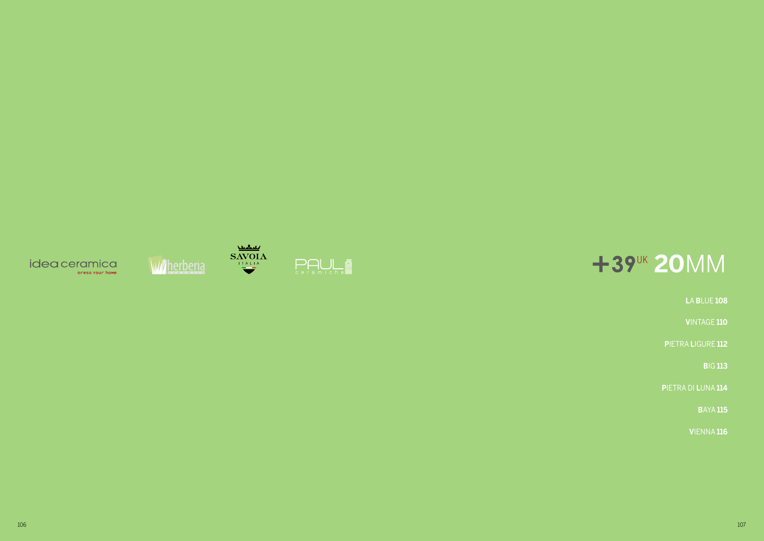idea ceramica
dress your home

herberia

SAVOIA
ITALIA

PAUL
ceramiche

# +39UK 20MM

LA BLUE 108

VINTAGE 110

PIETRA LIGURE 112

BIG 113

PIETRA DI LUNA 114

BAYA 115

VIENNA 116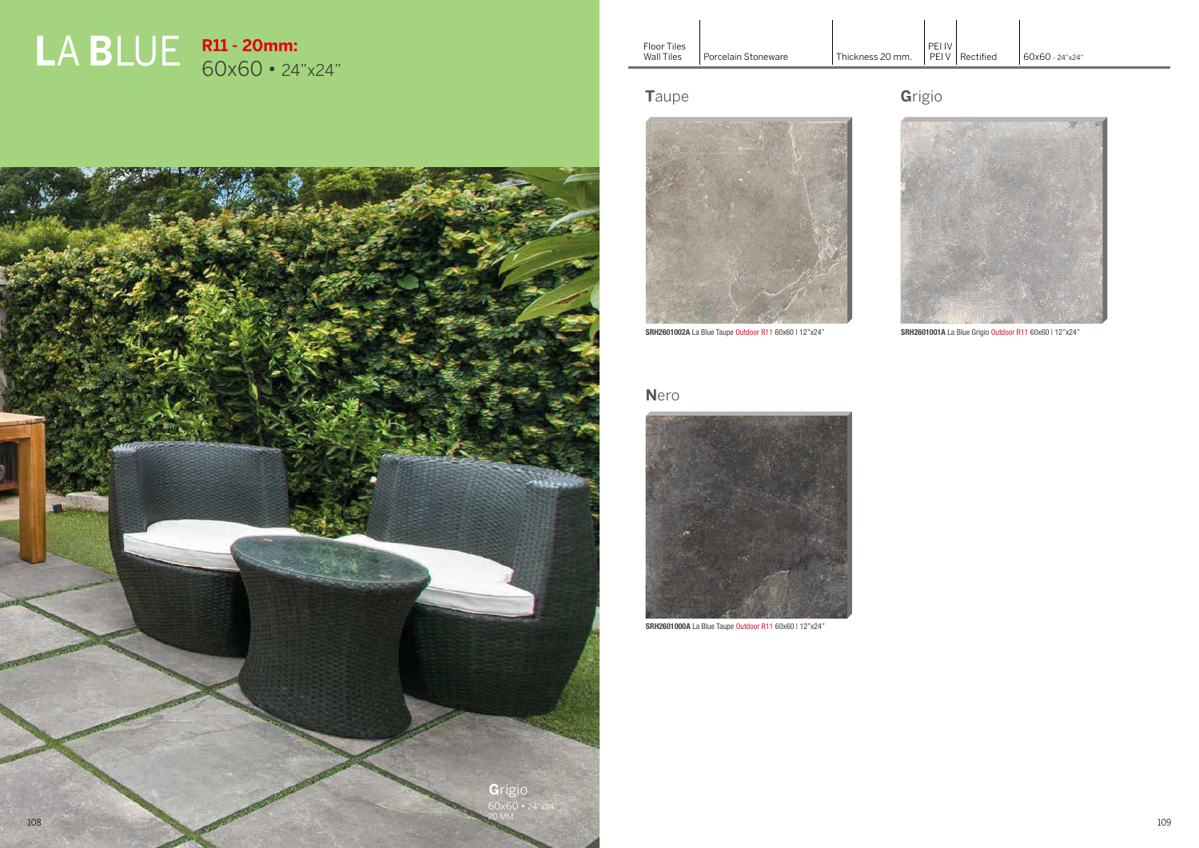# LA BLUE

**R11 - 20mm:**
60x60 • 24"x24"

| Floor Tiles Wall Tiles | Porcelain Stoneware | Thickness 20 mm. | PEI IV PEI V | Rectified | 60x60 - 24"x24" |
|---|---|---|---|---|---|

## Taupe

**SRH2601002A** La Blue Taupe Outdoor R11 60x60 I 12"x24"

## Grigio

**SRH2601001A** La Blue Grigio Outdoor R11 60x60 I 12"x24"

## Nero

**SRH2601000A** La Blue Taupe Outdoor R11 60x60 I 12"x24"

**Grigio**
60x60 • 24"x24
20 MM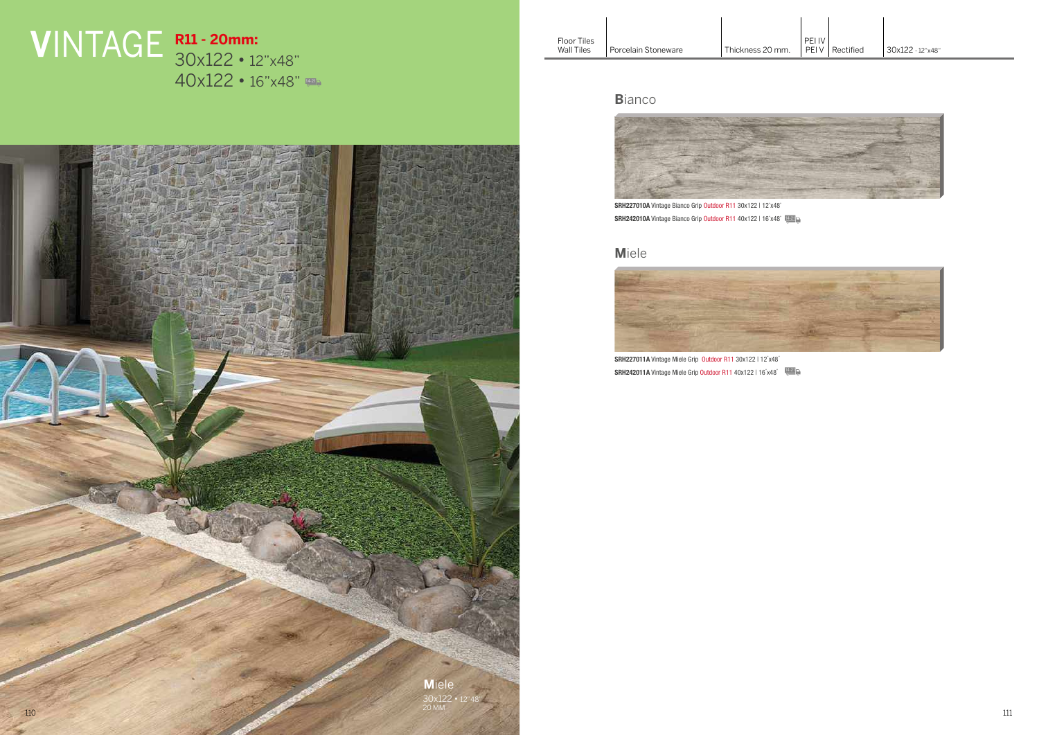# VINTAGE

**R11 - 20mm:**
30x122 • 12"x48"
40x122 • 16"x48"

**Miele**
30x122 • 12"x48"
20 MM

| Floor Tiles Wall Tiles | Porcelain Stoneware | Thickness 20 mm. | PEI IV PEI V | Rectified | 30x122 - 12"x48" |
|---|---|---|---|---|---|

## Bianco

**SRH227010A** Vintage Bianco Grip Outdoor R11 30x122 I 12"x48"
**SRH242010A** Vintage Bianco Grip Outdoor R11 40x122 I 16"x48"

## Miele

**SRH227011A** Vintage Miele Grip Outdoor R11 30x122 I 12"x48"
**SRH242011A** Vintage Miele Grip Outdoor R11 40x122 I 16"x48"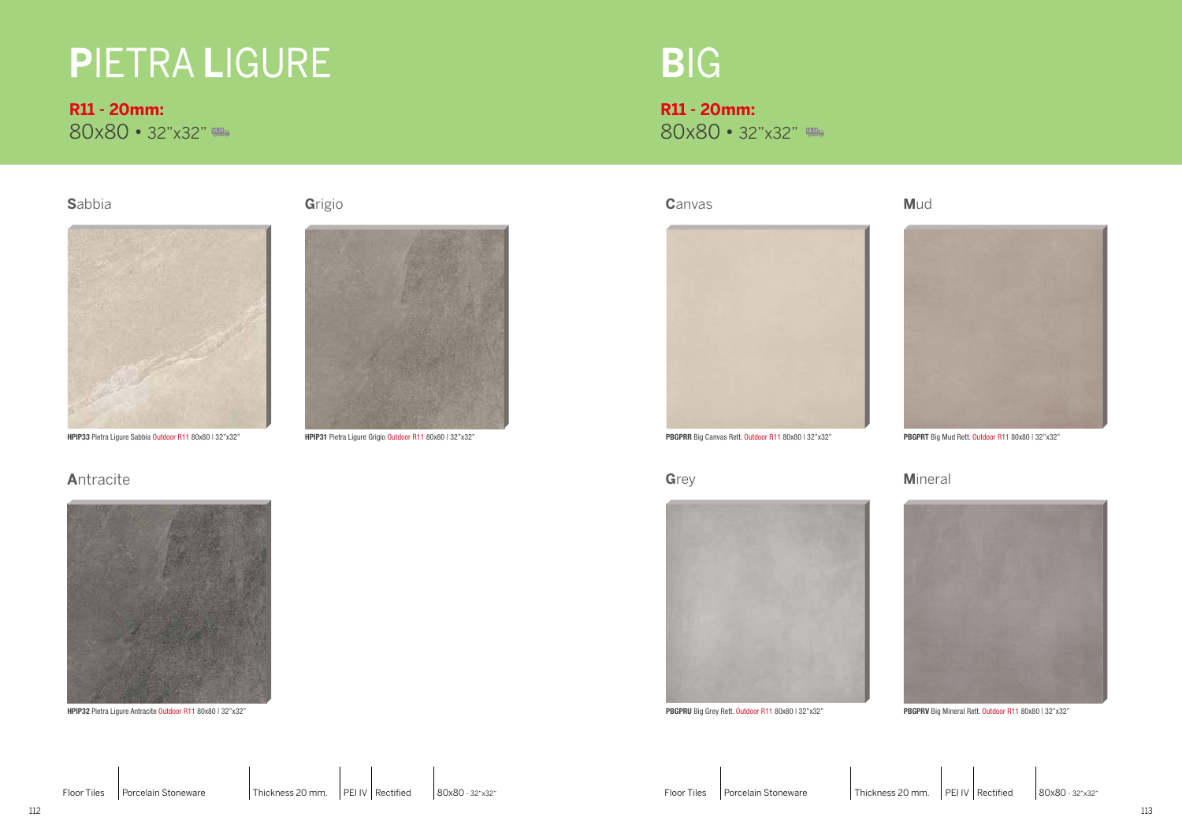# PIETRA LIGURE

**R11 - 20mm:**
80x80 • 32"x32"

### Sabbia

**HPIP33** Pietra Ligure Sabbia Outdoor R11 80x80 | 32"x32"

### Grigio

**HPIP31** Pietra Ligure Grigio Outdoor R11 80x80 | 32"x32"

### Antracite

**HPIP32** Pietra Ligure Antracite Outdoor R11 80x80 | 32"x32"

Floor Tiles | Porcelain Stoneware | Thickness 20 mm. | PEI IV | Rectified | 80x80 - 32"x32"

# BIG

**R11 - 20mm:**
80x80 • 32"x32"

### Canvas

**PBGPRR** Big Canvas Rett. Outdoor R11 80x80 | 32"x32"

### Mud

**PBGPRT** Big Mud Rett. Outdoor R11 80x80 | 32"x32"

### Grey

**PBGPRU** Big Grey Rett. Outdoor R11 80x80 | 32"x32"

### Mineral

**PBGPRV** Big Mineral Rett. Outdoor R11 80x80 | 32"x32"

Floor Tiles | Porcelain Stoneware | Thickness 20 mm. | PEI IV | Rectified | 80x80 - 32"x32"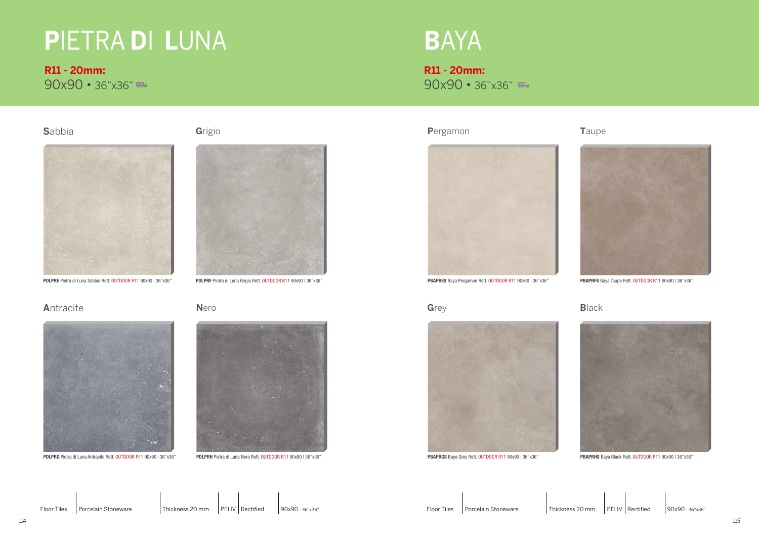# PIETRA DI LUNA

**R11 - 20mm:**
90x90 • 36"x36"

### Sabbia

**PDLPRE** Pietra di Luna Sabbia Rett. OUTDOOR R11 90x90 | 36"x36"

### Grigio

**PDLPRF** Pietra di Luna Grigio Rett. OUTDOOR R11 90x90 | 36"x36"

### Antracite

**PDLPRG** Pietra di Luna Antracite Rett. OUTDOOR R11 90x90 | 36"x36"

### Nero

**PDLPRH** Pietra di Luna Nero Rett. OUTDOOR R11 90x90 | 36"x36"

| Floor Tiles | Porcelain Stoneware | Thickness 20 mm. | PEI IV | Rectified | 90x90 - 36"x36" |
|---|---|---|---|---|---|

# BAYA

**R11 - 20mm:**
90x90 • 36"x36"

### Pergamon

**PBAPRES** Baya Pergamon Rett. OUTDOOR R11 90x90 | 36"x36"

### Taupe

**PBAPRFS** Baya Taupe Rett. OUTDOOR R11 90x90 | 36"x36"

### Grey

**PBAPRGS** Baya Grey Rett. OUTDOOR R11 90x90 | 36"x36"

### Black

**PBAPRHS** Baya Black Rett. OUTDOOR R11 90x90 | 36"x36"

| Floor Tiles | Porcelain Stoneware | Thickness 20 mm. | PEI IV | Rectified | 90x90 - 36"x36" |
|---|---|---|---|---|---|